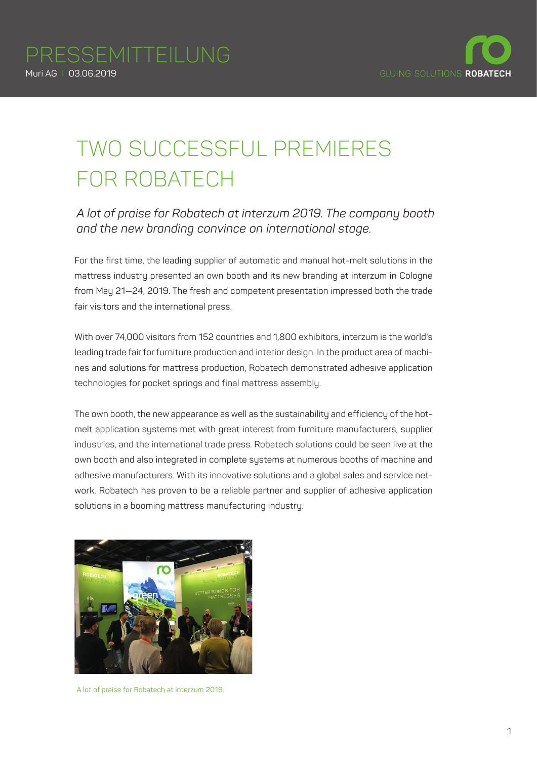PRESSEMITTEILUNG

Muri AG | 03.06.2019

# TWO SUCCESSFUL PREMIERES FOR ROBATECH

*A lot of praise for Robatech at interzum 2019. The company booth and the new branding convince on international stage.*

For the first time, the leading supplier of automatic and manual hot-melt solutions in the mattress industry presented an own booth and its new branding at interzum in Cologne from May 21–24, 2019. The fresh and competent presentation impressed both the trade fair visitors and the international press.

With over 74,000 visitors from 152 countries and 1,800 exhibitors, interzum is the world's leading trade fair for furniture production and interior design. In the product area of machines and solutions for mattress production, Robatech demonstrated adhesive application technologies for pocket springs and final mattress assembly.

The own booth, the new appearance as well as the sustainability and efficiency of the hot-melt application systems met with great interest from furniture manufacturers, supplier industries, and the international trade press. Robatech solutions could be seen live at the own booth and also integrated in complete systems at numerous booths of machine and adhesive manufacturers. With its innovative solutions and a global sales and service network, Robatech has proven to be a reliable partner and supplier of adhesive application solutions in a booming mattress manufacturing industry.

A lot of praise for Robatech at interzum 2019.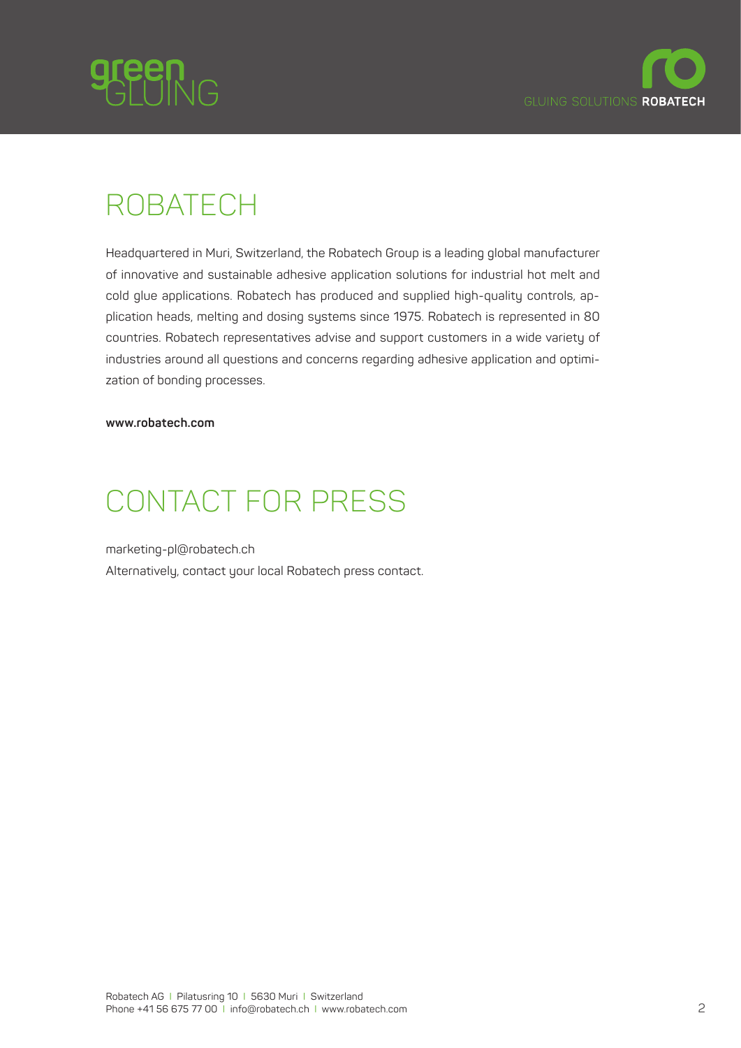# ROBATECH

Headquartered in Muri, Switzerland, the Robatech Group is a leading global manufacturer of innovative and sustainable adhesive application solutions for industrial hot melt and cold glue applications. Robatech has produced and supplied high-quality controls, application heads, melting and dosing systems since 1975. Robatech is represented in 80 countries. Robatech representatives advise and support customers in a wide variety of industries around all questions and concerns regarding adhesive application and optimization of bonding processes.

**www.robatech.com**

# CONTACT FOR PRESS

marketing-pl@robatech.ch
Alternatively, contact your local Robatech press contact.